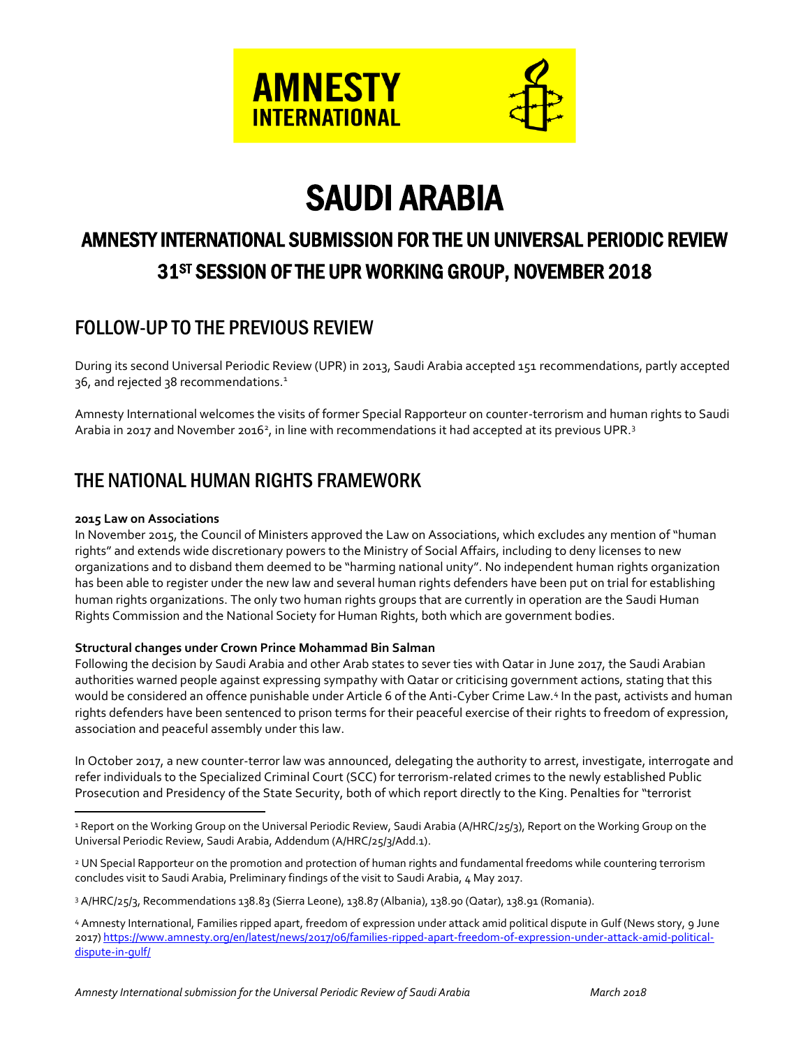AMNESTY INTERNATIONAL

# SAUDI ARABIA

## AMNESTY INTERNATIONAL SUBMISSION FOR THE UN UNIVERSAL PERIODIC REVIEW 31ST SESSION OF THE UPR WORKING GROUP, NOVEMBER 2018

## FOLLOW-UP TO THE PREVIOUS REVIEW

During its second Universal Periodic Review (UPR) in 2013, Saudi Arabia accepted 151 recommendations, partly accepted 36, and rejected 38 recommendations.[1]

Amnesty International welcomes the visits of former Special Rapporteur on counter-terrorism and human rights to Saudi Arabia in 2017 and November 2016[2], in line with recommendations it had accepted at its previous UPR.[3]

## THE NATIONAL HUMAN RIGHTS FRAMEWORK

**2015 Law on Associations**

In November 2015, the Council of Ministers approved the Law on Associations, which excludes any mention of "human rights" and extends wide discretionary powers to the Ministry of Social Affairs, including to deny licenses to new organizations and to disband them deemed to be "harming national unity". No independent human rights organization has been able to register under the new law and several human rights defenders have been put on trial for establishing human rights organizations. The only two human rights groups that are currently in operation are the Saudi Human Rights Commission and the National Society for Human Rights, both which are government bodies.

**Structural changes under Crown Prince Mohammad Bin Salman**

Following the decision by Saudi Arabia and other Arab states to sever ties with Qatar in June 2017, the Saudi Arabian authorities warned people against expressing sympathy with Qatar or criticising government actions, stating that this would be considered an offence punishable under Article 6 of the Anti-Cyber Crime Law.[4] In the past, activists and human rights defenders have been sentenced to prison terms for their peaceful exercise of their rights to freedom of expression, association and peaceful assembly under this law.

In October 2017, a new counter-terror law was announced, delegating the authority to arrest, investigate, interrogate and refer individuals to the Specialized Criminal Court (SCC) for terrorism-related crimes to the newly established Public Prosecution and Presidency of the State Security, both of which report directly to the King. Penalties for "terrorist

---

[1] Report on the Working Group on the Universal Periodic Review, Saudi Arabia (A/HRC/25/3), Report on the Working Group on the Universal Periodic Review, Saudi Arabia, Addendum (A/HRC/25/3/Add.1).

[2] UN Special Rapporteur on the promotion and protection of human rights and fundamental freedoms while countering terrorism concludes visit to Saudi Arabia, Preliminary findings of the visit to Saudi Arabia, 4 May 2017.

[3] A/HRC/25/3, Recommendations 138.83 (Sierra Leone), 138.87 (Albania), 138.90 (Qatar), 138.91 (Romania).

[4] Amnesty International, Families ripped apart, freedom of expression under attack amid political dispute in Gulf (News story, 9 June 2017) https://www.amnesty.org/en/latest/news/2017/06/families-ripped-apart-freedom-of-expression-under-attack-amid-political-dispute-in-gulf/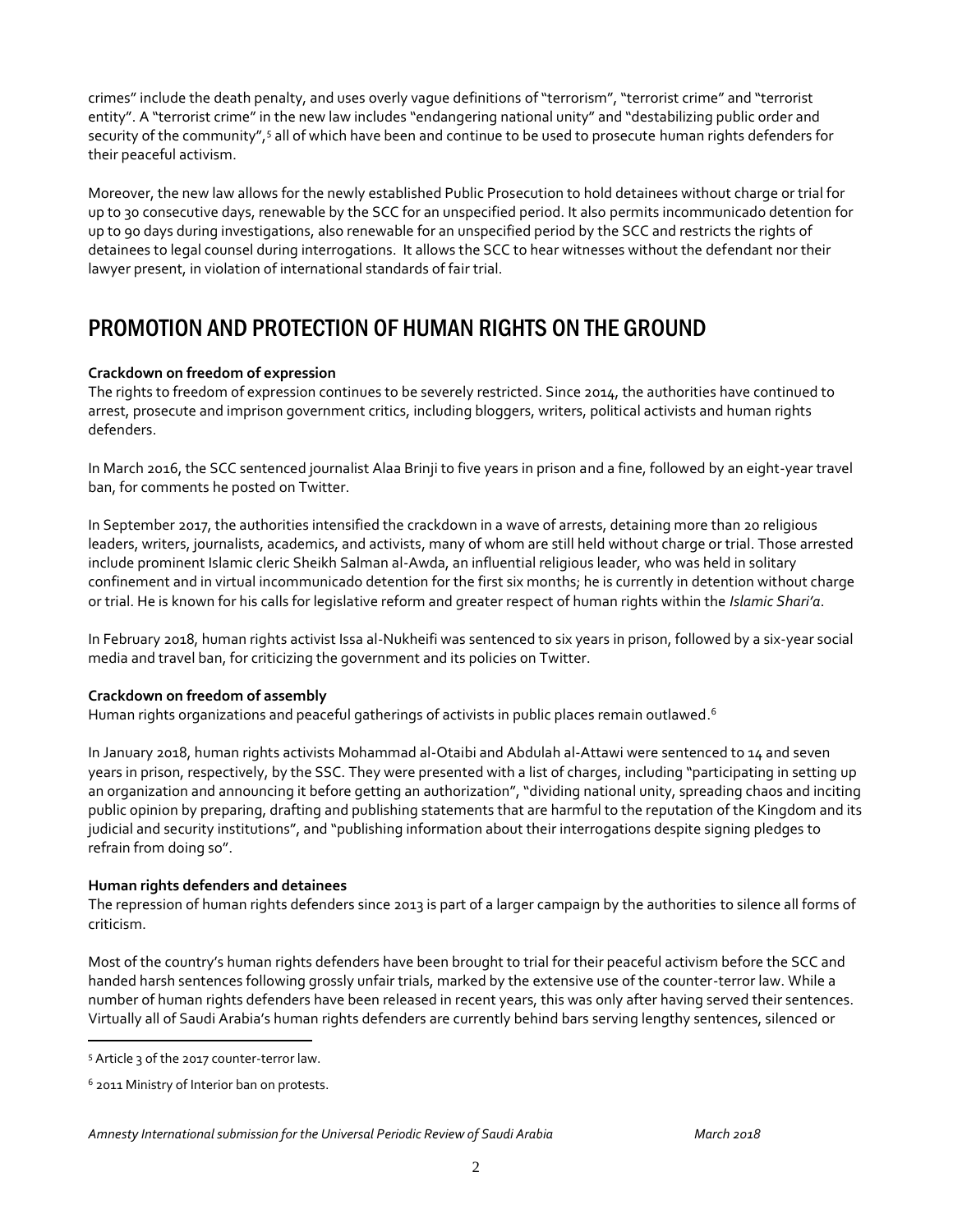crimes" include the death penalty, and uses overly vague definitions of "terrorism", "terrorist crime" and "terrorist entity". A "terrorist crime" in the new law includes "endangering national unity" and "destabilizing public order and security of the community",[5] all of which have been and continue to be used to prosecute human rights defenders for their peaceful activism.

Moreover, the new law allows for the newly established Public Prosecution to hold detainees without charge or trial for up to 30 consecutive days, renewable by the SCC for an unspecified period. It also permits incommunicado detention for up to 90 days during investigations, also renewable for an unspecified period by the SCC and restricts the rights of detainees to legal counsel during interrogations. It allows the SCC to hear witnesses without the defendant nor their lawyer present, in violation of international standards of fair trial.

# PROMOTION AND PROTECTION OF HUMAN RIGHTS ON THE GROUND

**Crackdown on freedom of expression**

The rights to freedom of expression continues to be severely restricted. Since 2014, the authorities have continued to arrest, prosecute and imprison government critics, including bloggers, writers, political activists and human rights defenders.

In March 2016, the SCC sentenced journalist Alaa Brinji to five years in prison and a fine, followed by an eight-year travel ban, for comments he posted on Twitter.

In September 2017, the authorities intensified the crackdown in a wave of arrests, detaining more than 20 religious leaders, writers, journalists, academics, and activists, many of whom are still held without charge or trial. Those arrested include prominent Islamic cleric Sheikh Salman al-Awda, an influential religious leader, who was held in solitary confinement and in virtual incommunicado detention for the first six months; he is currently in detention without charge or trial. He is known for his calls for legislative reform and greater respect of human rights within the *Islamic Shari'a*.

In February 2018, human rights activist Issa al-Nukheifi was sentenced to six years in prison, followed by a six-year social media and travel ban, for criticizing the government and its policies on Twitter.

**Crackdown on freedom of assembly**

Human rights organizations and peaceful gatherings of activists in public places remain outlawed.[6]

In January 2018, human rights activists Mohammad al-Otaibi and Abdulah al-Attawi were sentenced to 14 and seven years in prison, respectively, by the SSC. They were presented with a list of charges, including "participating in setting up an organization and announcing it before getting an authorization", "dividing national unity, spreading chaos and inciting public opinion by preparing, drafting and publishing statements that are harmful to the reputation of the Kingdom and its judicial and security institutions", and "publishing information about their interrogations despite signing pledges to refrain from doing so".

**Human rights defenders and detainees**

The repression of human rights defenders since 2013 is part of a larger campaign by the authorities to silence all forms of criticism.

Most of the country's human rights defenders have been brought to trial for their peaceful activism before the SCC and handed harsh sentences following grossly unfair trials, marked by the extensive use of the counter-terror law. While a number of human rights defenders have been released in recent years, this was only after having served their sentences. Virtually all of Saudi Arabia's human rights defenders are currently behind bars serving lengthy sentences, silenced or

---

[5] Article 3 of the 2017 counter-terror law.

[6] 2011 Ministry of Interior ban on protests.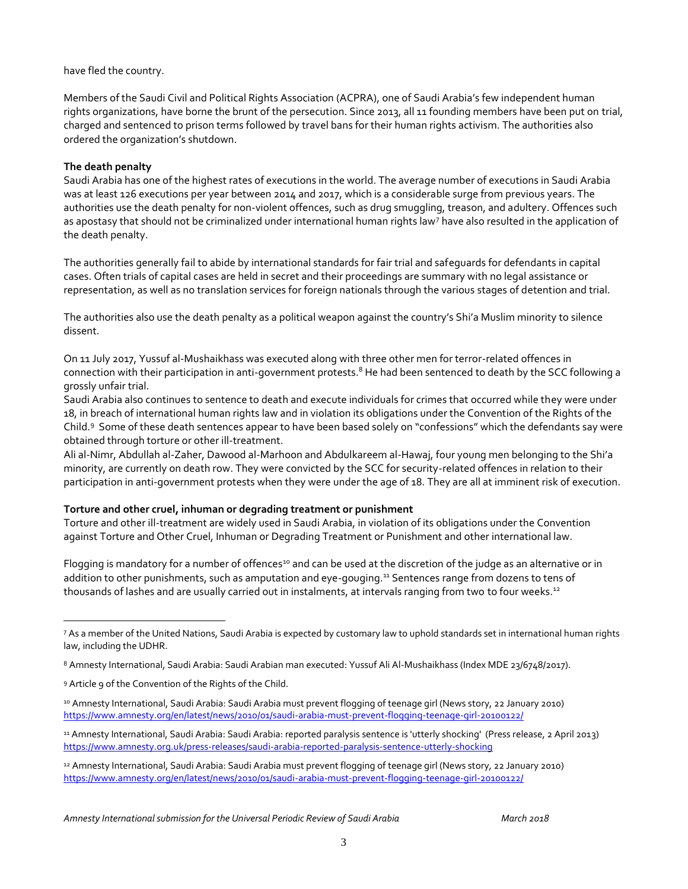have fled the country.

Members of the Saudi Civil and Political Rights Association (ACPRA), one of Saudi Arabia's few independent human rights organizations, have borne the brunt of the persecution. Since 2013, all 11 founding members have been put on trial, charged and sentenced to prison terms followed by travel bans for their human rights activism. The authorities also ordered the organization's shutdown.

**The death penalty**

Saudi Arabia has one of the highest rates of executions in the world. The average number of executions in Saudi Arabia was at least 126 executions per year between 2014 and 2017, which is a considerable surge from previous years. The authorities use the death penalty for non-violent offences, such as drug smuggling, treason, and adultery. Offences such as apostasy that should not be criminalized under international human rights law[7] have also resulted in the application of the death penalty.

The authorities generally fail to abide by international standards for fair trial and safeguards for defendants in capital cases. Often trials of capital cases are held in secret and their proceedings are summary with no legal assistance or representation, as well as no translation services for foreign nationals through the various stages of detention and trial.

The authorities also use the death penalty as a political weapon against the country's Shi'a Muslim minority to silence dissent.

On 11 July 2017, Yussuf al-Mushaikhass was executed along with three other men for terror-related offences in connection with their participation in anti-government protests.[8] He had been sentenced to death by the SCC following a grossly unfair trial.

Saudi Arabia also continues to sentence to death and execute individuals for crimes that occurred while they were under 18, in breach of international human rights law and in violation its obligations under the Convention of the Rights of the Child.[9] Some of these death sentences appear to have been based solely on "confessions" which the defendants say were obtained through torture or other ill-treatment.

Ali al-Nimr, Abdullah al-Zaher, Dawood al-Marhoon and Abdulkareem al-Hawaj, four young men belonging to the Shi'a minority, are currently on death row. They were convicted by the SCC for security-related offences in relation to their participation in anti-government protests when they were under the age of 18. They are all at imminent risk of execution.

**Torture and other cruel, inhuman or degrading treatment or punishment**

Torture and other ill-treatment are widely used in Saudi Arabia, in violation of its obligations under the Convention against Torture and Other Cruel, Inhuman or Degrading Treatment or Punishment and other international law.

Flogging is mandatory for a number of offences[10] and can be used at the discretion of the judge as an alternative or in addition to other punishments, such as amputation and eye-gouging.[11] Sentences range from dozens to tens of thousands of lashes and are usually carried out in instalments, at intervals ranging from two to four weeks.[12]

---

[7] As a member of the United Nations, Saudi Arabia is expected by customary law to uphold standards set in international human rights law, including the UDHR.

[8] Amnesty International, Saudi Arabia: Saudi Arabian man executed: Yussuf Ali Al-Mushaikhass (Index MDE 23/6748/2017).

[9] Article 9 of the Convention of the Rights of the Child.

[10] Amnesty International, Saudi Arabia: Saudi Arabia must prevent flogging of teenage girl (News story, 22 January 2010) https://www.amnesty.org/en/latest/news/2010/01/saudi-arabia-must-prevent-flogging-teenage-girl-20100122/

[11] Amnesty International, Saudi Arabia: Saudi Arabia: reported paralysis sentence is 'utterly shocking' (Press release, 2 April 2013) https://www.amnesty.org.uk/press-releases/saudi-arabia-reported-paralysis-sentence-utterly-shocking

[12] Amnesty International, Saudi Arabia: Saudi Arabia must prevent flogging of teenage girl (News story, 22 January 2010) https://www.amnesty.org/en/latest/news/2010/01/saudi-arabia-must-prevent-flogging-teenage-girl-20100122/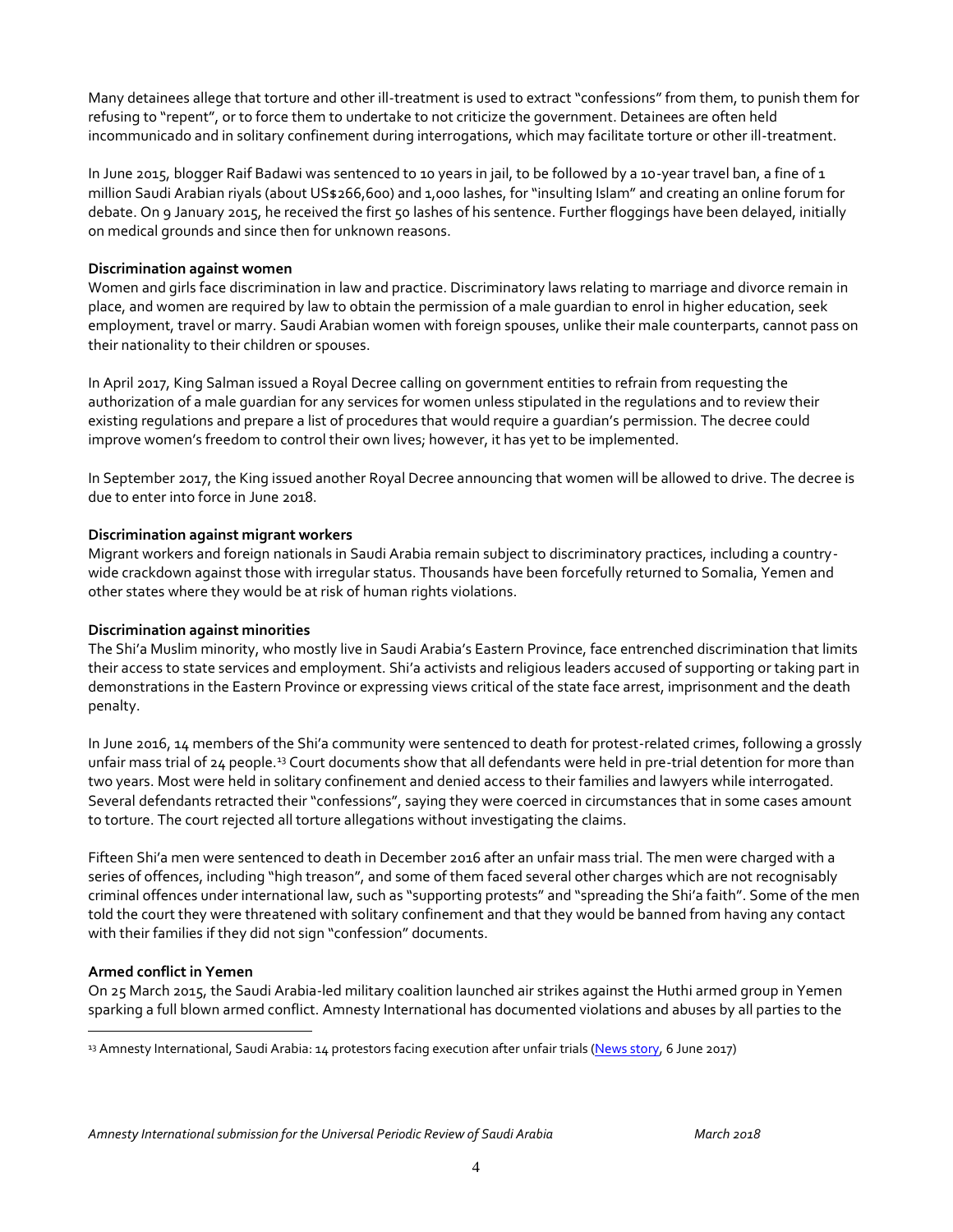Many detainees allege that torture and other ill-treatment is used to extract "confessions" from them, to punish them for refusing to "repent", or to force them to undertake to not criticize the government. Detainees are often held incommunicado and in solitary confinement during interrogations, which may facilitate torture or other ill-treatment.

In June 2015, blogger Raif Badawi was sentenced to 10 years in jail, to be followed by a 10-year travel ban, a fine of 1 million Saudi Arabian riyals (about US$266,600) and 1,000 lashes, for "insulting Islam" and creating an online forum for debate. On 9 January 2015, he received the first 50 lashes of his sentence. Further floggings have been delayed, initially on medical grounds and since then for unknown reasons.

**Discrimination against women**

Women and girls face discrimination in law and practice. Discriminatory laws relating to marriage and divorce remain in place, and women are required by law to obtain the permission of a male guardian to enrol in higher education, seek employment, travel or marry. Saudi Arabian women with foreign spouses, unlike their male counterparts, cannot pass on their nationality to their children or spouses.

In April 2017, King Salman issued a Royal Decree calling on government entities to refrain from requesting the authorization of a male guardian for any services for women unless stipulated in the regulations and to review their existing regulations and prepare a list of procedures that would require a guardian's permission. The decree could improve women's freedom to control their own lives; however, it has yet to be implemented.

In September 2017, the King issued another Royal Decree announcing that women will be allowed to drive. The decree is due to enter into force in June 2018.

**Discrimination against migrant workers**

Migrant workers and foreign nationals in Saudi Arabia remain subject to discriminatory practices, including a country-wide crackdown against those with irregular status. Thousands have been forcefully returned to Somalia, Yemen and other states where they would be at risk of human rights violations.

**Discrimination against minorities**

The Shi'a Muslim minority, who mostly live in Saudi Arabia's Eastern Province, face entrenched discrimination that limits their access to state services and employment. Shi'a activists and religious leaders accused of supporting or taking part in demonstrations in the Eastern Province or expressing views critical of the state face arrest, imprisonment and the death penalty.

In June 2016, 14 members of the Shi'a community were sentenced to death for protest-related crimes, following a grossly unfair mass trial of 24 people.[13] Court documents show that all defendants were held in pre-trial detention for more than two years. Most were held in solitary confinement and denied access to their families and lawyers while interrogated. Several defendants retracted their "confessions", saying they were coerced in circumstances that in some cases amount to torture. The court rejected all torture allegations without investigating the claims.

Fifteen Shi'a men were sentenced to death in December 2016 after an unfair mass trial. The men were charged with a series of offences, including "high treason", and some of them faced several other charges which are not recognisably criminal offences under international law, such as "supporting protests" and "spreading the Shi'a faith". Some of the men told the court they were threatened with solitary confinement and that they would be banned from having any contact with their families if they did not sign "confession" documents.

**Armed conflict in Yemen**

On 25 March 2015, the Saudi Arabia-led military coalition launched air strikes against the Huthi armed group in Yemen sparking a full blown armed conflict. Amnesty International has documented violations and abuses by all parties to the

[13] Amnesty International, Saudi Arabia: 14 protestors facing execution after unfair trials (News story, 6 June 2017)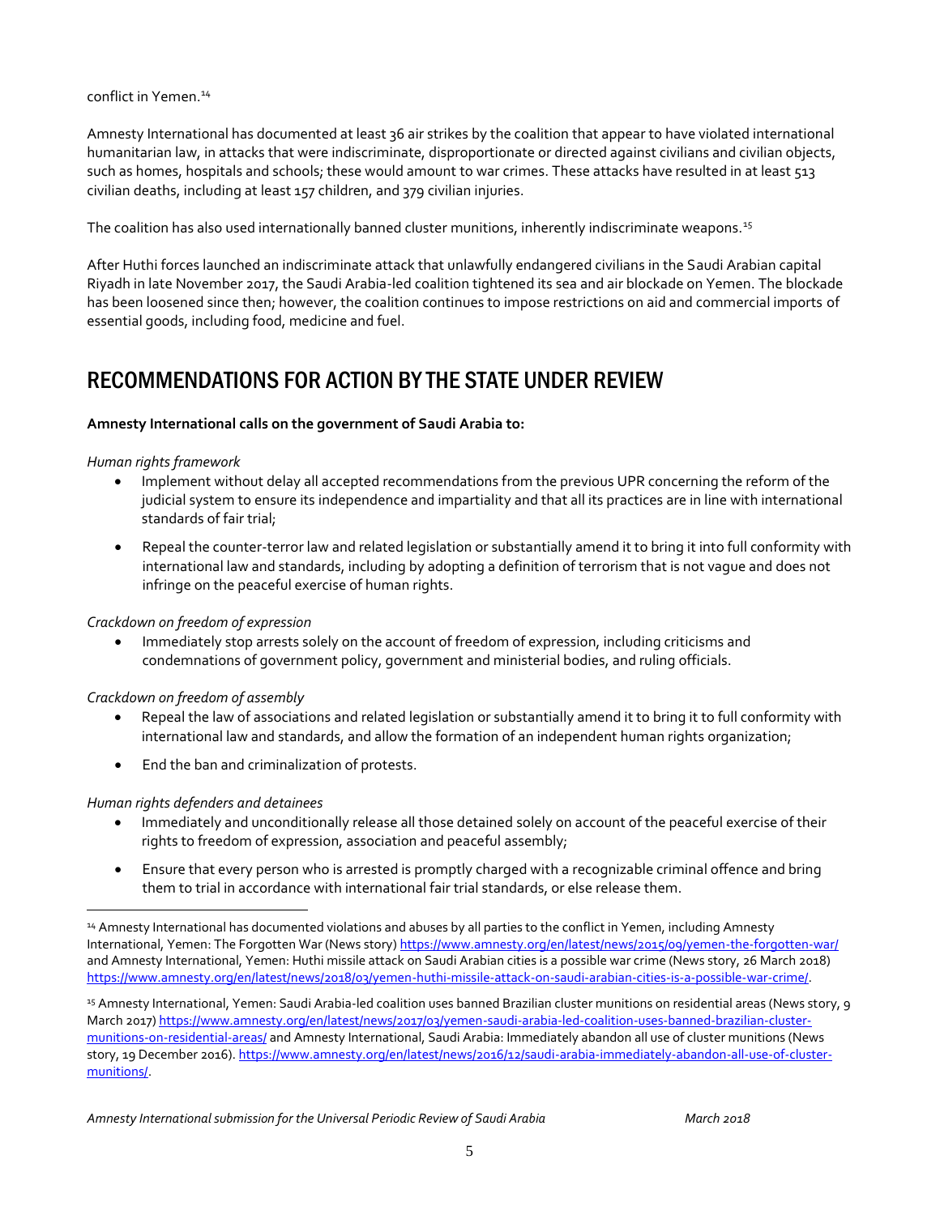conflict in Yemen.[14]

Amnesty International has documented at least 36 air strikes by the coalition that appear to have violated international humanitarian law, in attacks that were indiscriminate, disproportionate or directed against civilians and civilian objects, such as homes, hospitals and schools; these would amount to war crimes. These attacks have resulted in at least 513 civilian deaths, including at least 157 children, and 379 civilian injuries.

The coalition has also used internationally banned cluster munitions, inherently indiscriminate weapons.[15]

After Huthi forces launched an indiscriminate attack that unlawfully endangered civilians in the Saudi Arabian capital Riyadh in late November 2017, the Saudi Arabia-led coalition tightened its sea and air blockade on Yemen. The blockade has been loosened since then; however, the coalition continues to impose restrictions on aid and commercial imports of essential goods, including food, medicine and fuel.

## RECOMMENDATIONS FOR ACTION BY THE STATE UNDER REVIEW

**Amnesty International calls on the government of Saudi Arabia to:**

*Human rights framework*

- Implement without delay all accepted recommendations from the previous UPR concerning the reform of the judicial system to ensure its independence and impartiality and that all its practices are in line with international standards of fair trial;
- Repeal the counter-terror law and related legislation or substantially amend it to bring it into full conformity with international law and standards, including by adopting a definition of terrorism that is not vague and does not infringe on the peaceful exercise of human rights.

*Crackdown on freedom of expression*

- Immediately stop arrests solely on the account of freedom of expression, including criticisms and condemnations of government policy, government and ministerial bodies, and ruling officials.

*Crackdown on freedom of assembly*

- Repeal the law of associations and related legislation or substantially amend it to bring it to full conformity with international law and standards, and allow the formation of an independent human rights organization;
- End the ban and criminalization of protests.

*Human rights defenders and detainees*

- Immediately and unconditionally release all those detained solely on account of the peaceful exercise of their rights to freedom of expression, association and peaceful assembly;
- Ensure that every person who is arrested is promptly charged with a recognizable criminal offence and bring them to trial in accordance with international fair trial standards, or else release them.

---

[14] Amnesty International has documented violations and abuses by all parties to the conflict in Yemen, including Amnesty International, Yemen: The Forgotten War (News story) https://www.amnesty.org/en/latest/news/2015/09/yemen-the-forgotten-war/ and Amnesty International, Yemen: Huthi missile attack on Saudi Arabian cities is a possible war crime (News story, 26 March 2018) https://www.amnesty.org/en/latest/news/2018/03/yemen-huthi-missile-attack-on-saudi-arabian-cities-is-a-possible-war-crime/.

[15] Amnesty International, Yemen: Saudi Arabia-led coalition uses banned Brazilian cluster munitions on residential areas (News story, 9 March 2017) https://www.amnesty.org/en/latest/news/2017/03/yemen-saudi-arabia-led-coalition-uses-banned-brazilian-cluster-munitions-on-residential-areas/ and Amnesty International, Saudi Arabia: Immediately abandon all use of cluster munitions (News story, 19 December 2016). https://www.amnesty.org/en/latest/news/2016/12/saudi-arabia-immediately-abandon-all-use-of-cluster-munitions/.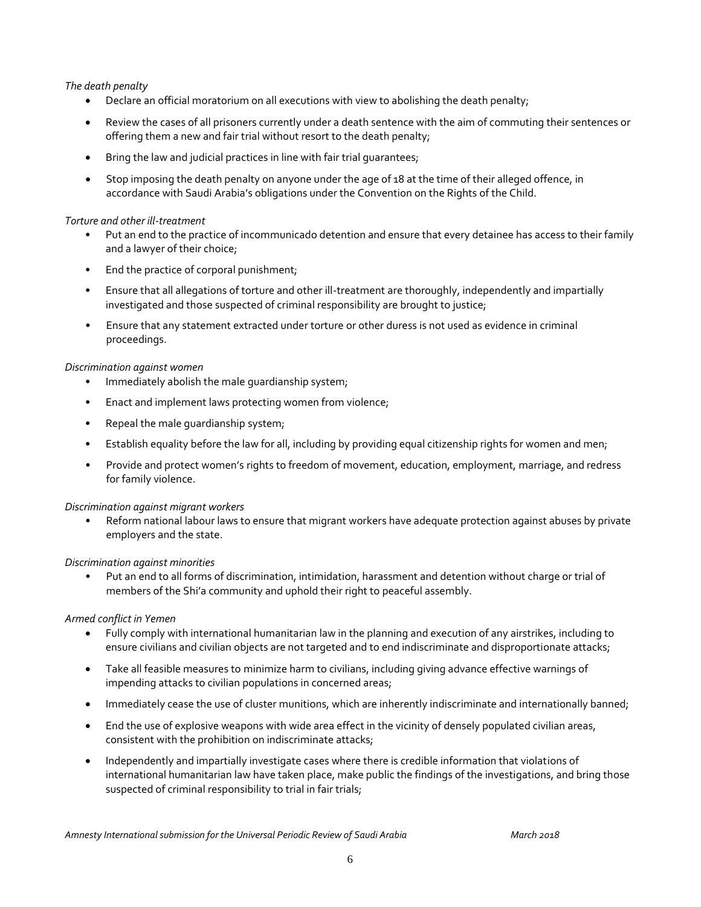*The death penalty*

- Declare an official moratorium on all executions with view to abolishing the death penalty;
- Review the cases of all prisoners currently under a death sentence with the aim of commuting their sentences or offering them a new and fair trial without resort to the death penalty;
- Bring the law and judicial practices in line with fair trial guarantees;
- Stop imposing the death penalty on anyone under the age of 18 at the time of their alleged offence, in accordance with Saudi Arabia's obligations under the Convention on the Rights of the Child.

*Torture and other ill-treatment*

- Put an end to the practice of incommunicado detention and ensure that every detainee has access to their family and a lawyer of their choice;
- End the practice of corporal punishment;
- Ensure that all allegations of torture and other ill-treatment are thoroughly, independently and impartially investigated and those suspected of criminal responsibility are brought to justice;
- Ensure that any statement extracted under torture or other duress is not used as evidence in criminal proceedings.

*Discrimination against women*

- Immediately abolish the male guardianship system;
- Enact and implement laws protecting women from violence;
- Repeal the male guardianship system;
- Establish equality before the law for all, including by providing equal citizenship rights for women and men;
- Provide and protect women's rights to freedom of movement, education, employment, marriage, and redress for family violence.

*Discrimination against migrant workers*

- Reform national labour laws to ensure that migrant workers have adequate protection against abuses by private employers and the state.

*Discrimination against minorities*

- Put an end to all forms of discrimination, intimidation, harassment and detention without charge or trial of members of the Shi'a community and uphold their right to peaceful assembly.

*Armed conflict in Yemen*

- Fully comply with international humanitarian law in the planning and execution of any airstrikes, including to ensure civilians and civilian objects are not targeted and to end indiscriminate and disproportionate attacks;
- Take all feasible measures to minimize harm to civilians, including giving advance effective warnings of impending attacks to civilian populations in concerned areas;
- Immediately cease the use of cluster munitions, which are inherently indiscriminate and internationally banned;
- End the use of explosive weapons with wide area effect in the vicinity of densely populated civilian areas, consistent with the prohibition on indiscriminate attacks;
- Independently and impartially investigate cases where there is credible information that violations of international humanitarian law have taken place, make public the findings of the investigations, and bring those suspected of criminal responsibility to trial in fair trials;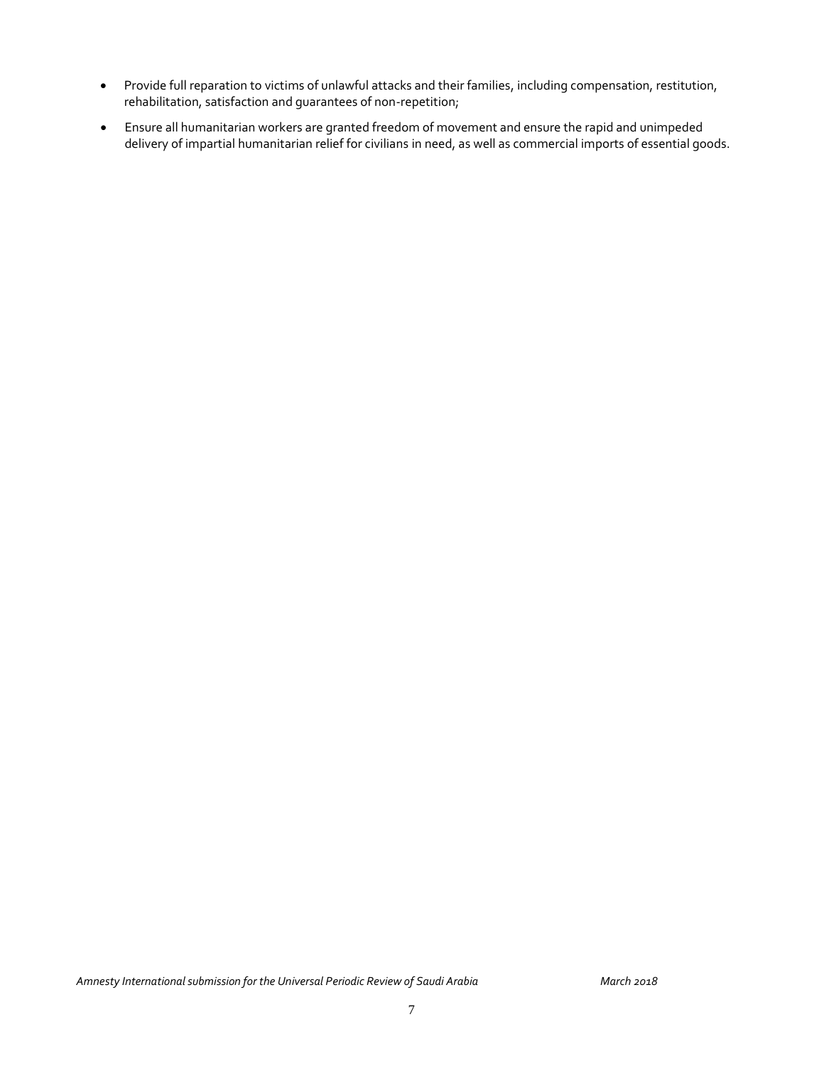- Provide full reparation to victims of unlawful attacks and their families, including compensation, restitution, rehabilitation, satisfaction and guarantees of non-repetition;
- Ensure all humanitarian workers are granted freedom of movement and ensure the rapid and unimpeded delivery of impartial humanitarian relief for civilians in need, as well as commercial imports of essential goods.